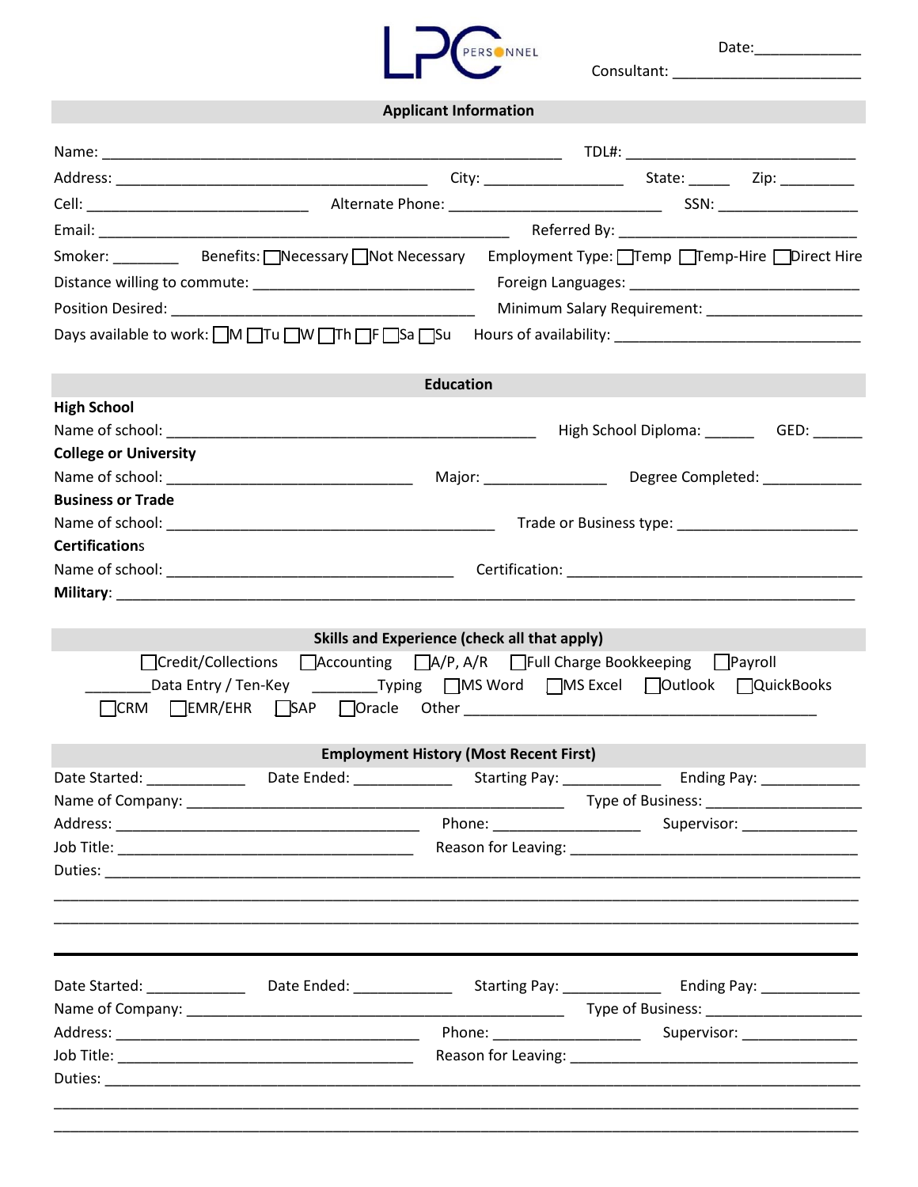LPC PERSONNEL

Date:_____________

Consultant: _______________________

## Applicant Information

Name: ___________________________________________________ TDL#: ___________________________

Address: ____________________________________ City: ________________ State: _____ Zip: _________

Cell: _________________________ Alternate Phone: ________________________ SSN: _________________

Email: _______________________________________________ Referred By: ___________________________

Smoker: ________ Benefits: ☐Necessary ☐Not Necessary Employment Type: ☐Temp ☐Temp-Hire ☐Direct Hire

Distance willing to commute: ___________________________ Foreign Languages: ___________________________

Position Desired: ___________________________________ Minimum Salary Requirement: __________________

Days available to work: ☐M ☐Tu ☐W ☐Th ☐F ☐Sa ☐Su Hours of availability: ____________________________

## Education

**High School**

Name of school: ___________________________________________ High School Diploma: ______ GED: ______

**College or University**

Name of school: ____________________________ Major: ______________ Degree Completed: ____________

**Business or Trade**

Name of school: ______________________________________ Trade or Business type: ______________________

**Certifications**

Name of school: _________________________________ Certification: ____________________________________

**Military**: _____________________________________________________________________________________

## Skills and Experience (check all that apply)

☐Credit/Collections ☐Accounting ☐A/P, A/R ☐Full Charge Bookkeeping ☐Payroll

________Data Entry / Ten-Key ________Typing ☐MS Word ☐MS Excel ☐Outlook ☐QuickBooks

☐CRM ☐EMR/EHR ☐SAP ☐Oracle Other _________________________________________

## Employment History (Most Recent First)

Date Started: ___________ Date Ended: ___________ Starting Pay: ___________ Ending Pay: ___________

Name of Company: ____________________________________________ Type of Business: __________________

Address: ___________________________________ Phone: _________________ Supervisor: ______________

Job Title: __________________________________ Reason for Leaving: ___________________________________

Duties: _______________________________________________________________________________________

_____________________________________________________________________________________________

_____________________________________________________________________________________________

---

Date Started: ___________ Date Ended: ___________ Starting Pay: ___________ Ending Pay: ___________

Name of Company: ____________________________________________ Type of Business: __________________

Address: ___________________________________ Phone: _________________ Supervisor: ______________

Job Title: __________________________________ Reason for Leaving: ___________________________________

Duties: _______________________________________________________________________________________

_____________________________________________________________________________________________

_____________________________________________________________________________________________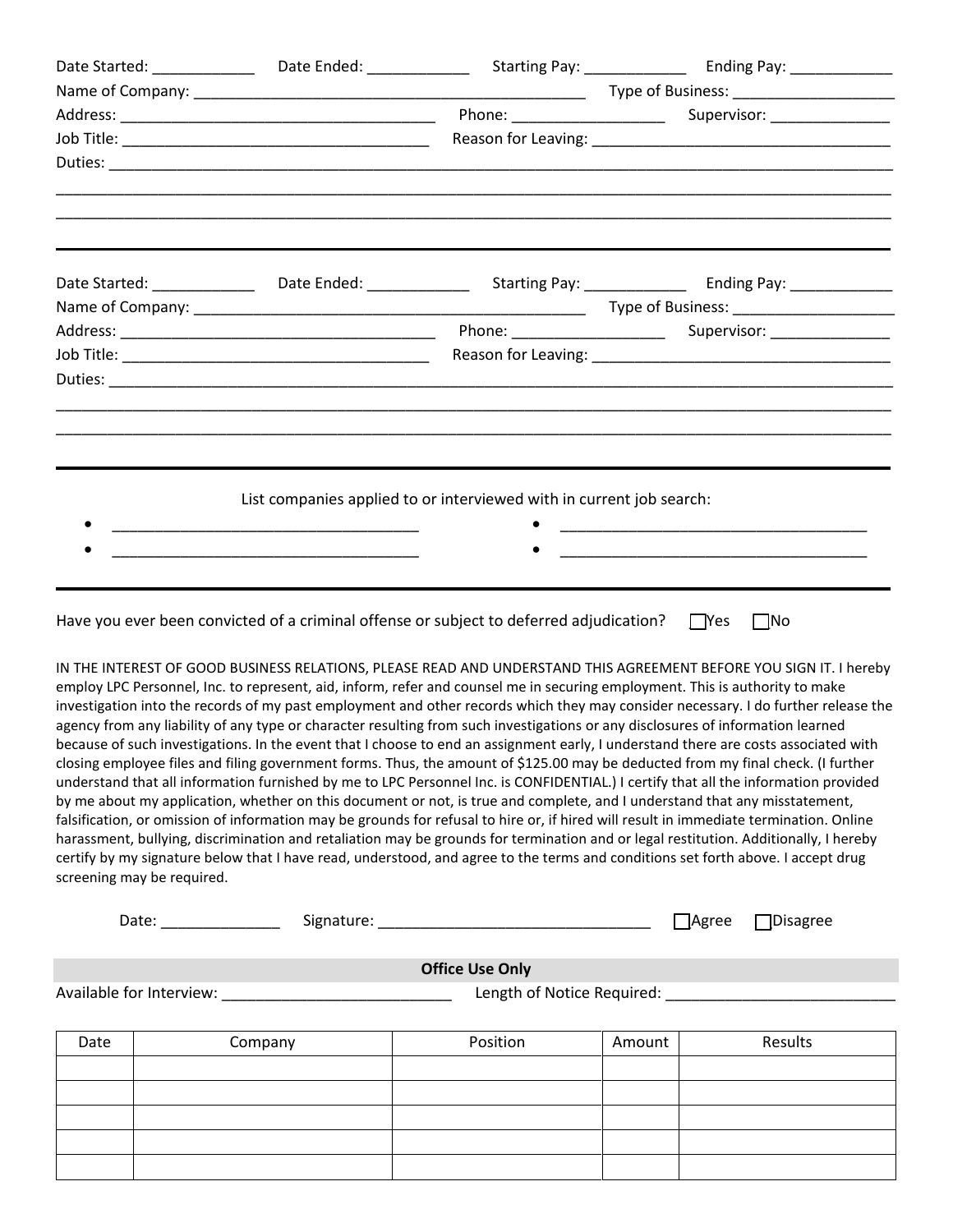Date Started: ____________ Date Ended: ____________ Starting Pay: ____________ Ending Pay: ____________

Name of Company: ______________________________________________ Type of Business: ___________________

Address: ______________________________________ Phone: _________________ Supervisor: ______________

Job Title: ____________________________________ Reason for Leaving: ___________________________________

Duties: ______________________________________________________________________________________________

______________________________________________________________________________________________________

______________________________________________________________________________________________________

---

Date Started: ____________ Date Ended: ____________ Starting Pay: ____________ Ending Pay: ____________

Name of Company: ______________________________________________ Type of Business: ___________________

Address: ______________________________________ Phone: _________________ Supervisor: ______________

Job Title: ____________________________________ Reason for Leaving: ___________________________________

Duties: ______________________________________________________________________________________________

______________________________________________________________________________________________________

______________________________________________________________________________________________________

---

List companies applied to or interviewed with in current job search:

- ____________________________________
- ____________________________________
- ____________________________________
- ____________________________________

---

Have you ever been convicted of a criminal offense or subject to deferred adjudication? ☐ Yes ☐ No

IN THE INTEREST OF GOOD BUSINESS RELATIONS, PLEASE READ AND UNDERSTAND THIS AGREEMENT BEFORE YOU SIGN IT. I hereby employ LPC Personnel, Inc. to represent, aid, inform, refer and counsel me in securing employment. This is authority to make investigation into the records of my past employment and other records which they may consider necessary. I do further release the agency from any liability of any type or character resulting from such investigations or any disclosures of information learned because of such investigations. In the event that I choose to end an assignment early, I understand there are costs associated with closing employee files and filing government forms. Thus, the amount of $125.00 may be deducted from my final check. (I further understand that all information furnished by me to LPC Personnel Inc. is CONFIDENTIAL.) I certify that all the information provided by me about my application, whether on this document or not, is true and complete, and I understand that any misstatement, falsification, or omission of information may be grounds for refusal to hire or, if hired will result in immediate termination. Online harassment, bullying, discrimination and retaliation may be grounds for termination and or legal restitution. Additionally, I hereby certify by my signature below that I have read, understood, and agree to the terms and conditions set forth above. I accept drug screening may be required.

Date: ______________ Signature: ________________________________ ☐ Agree ☐ Disagree

**Office Use Only**

Available for Interview: __________________________ Length of Notice Required: __________________________

| Date | Company | Position | Amount | Results |
| --- | --- | --- | --- | --- |
| | | | | |
| | | | | |
| | | | | |
| | | | | |
| | | | | |